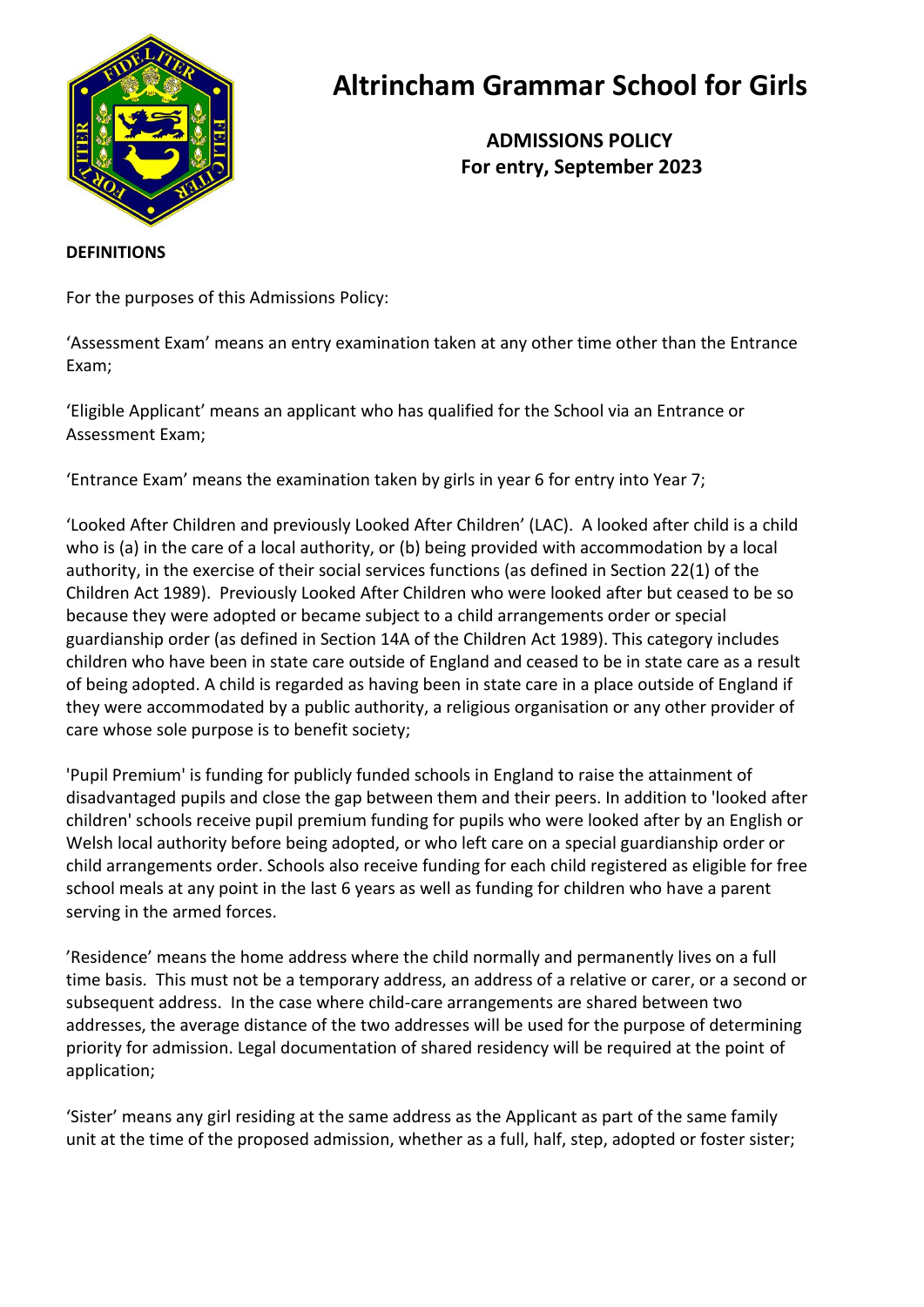# Altrincham Grammar School for Girls

**ADMISSIONS POLICY**
**For entry, September 2023**

**DEFINITIONS**

For the purposes of this Admissions Policy:

'Assessment Exam' means an entry examination taken at any other time other than the Entrance Exam;

'Eligible Applicant' means an applicant who has qualified for the School via an Entrance or Assessment Exam;

'Entrance Exam' means the examination taken by girls in year 6 for entry into Year 7;

'Looked After Children and previously Looked After Children' (LAC). A looked after child is a child who is (a) in the care of a local authority, or (b) being provided with accommodation by a local authority, in the exercise of their social services functions (as defined in Section 22(1) of the Children Act 1989). Previously Looked After Children who were looked after but ceased to be so because they were adopted or became subject to a child arrangements order or special guardianship order (as defined in Section 14A of the Children Act 1989). This category includes children who have been in state care outside of England and ceased to be in state care as a result of being adopted. A child is regarded as having been in state care in a place outside of England if they were accommodated by a public authority, a religious organisation or any other provider of care whose sole purpose is to benefit society;

'Pupil Premium' is funding for publicly funded schools in England to raise the attainment of disadvantaged pupils and close the gap between them and their peers. In addition to 'looked after children' schools receive pupil premium funding for pupils who were looked after by an English or Welsh local authority before being adopted, or who left care on a special guardianship order or child arrangements order. Schools also receive funding for each child registered as eligible for free school meals at any point in the last 6 years as well as funding for children who have a parent serving in the armed forces.

'Residence' means the home address where the child normally and permanently lives on a full time basis. This must not be a temporary address, an address of a relative or carer, or a second or subsequent address. In the case where child-care arrangements are shared between two addresses, the average distance of the two addresses will be used for the purpose of determining priority for admission. Legal documentation of shared residency will be required at the point of application;

'Sister' means any girl residing at the same address as the Applicant as part of the same family unit at the time of the proposed admission, whether as a full, half, step, adopted or foster sister;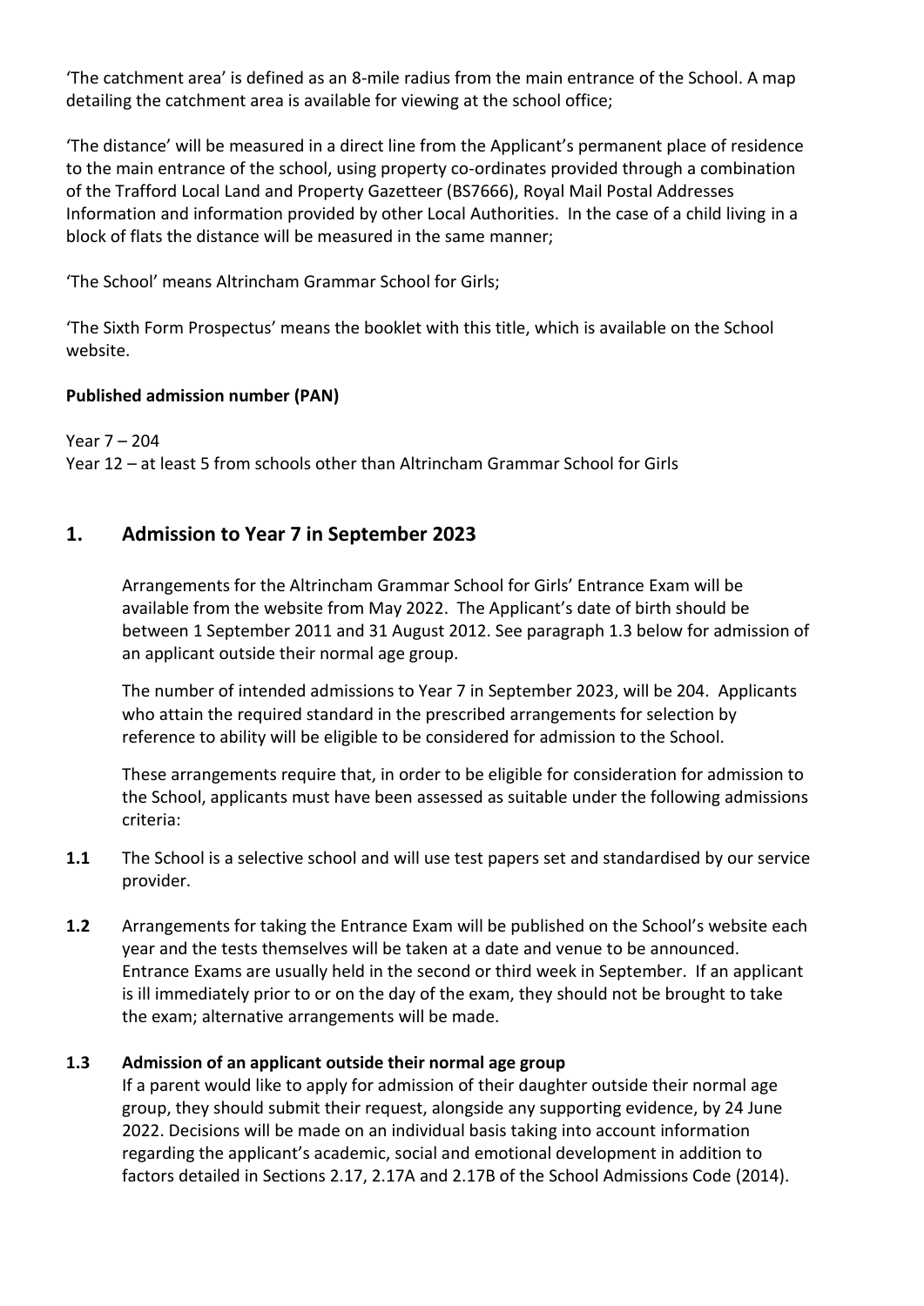'The catchment area' is defined as an 8-mile radius from the main entrance of the School. A map detailing the catchment area is available for viewing at the school office;

'The distance' will be measured in a direct line from the Applicant's permanent place of residence to the main entrance of the school, using property co-ordinates provided through a combination of the Trafford Local Land and Property Gazetteer (BS7666), Royal Mail Postal Addresses Information and information provided by other Local Authorities. In the case of a child living in a block of flats the distance will be measured in the same manner;

'The School' means Altrincham Grammar School for Girls;

'The Sixth Form Prospectus' means the booklet with this title, which is available on the School website.

**Published admission number (PAN)**

Year 7 – 204
Year 12 – at least 5 from schools other than Altrincham Grammar School for Girls

## 1. Admission to Year 7 in September 2023

Arrangements for the Altrincham Grammar School for Girls' Entrance Exam will be available from the website from May 2022. The Applicant's date of birth should be between 1 September 2011 and 31 August 2012. See paragraph 1.3 below for admission of an applicant outside their normal age group.

The number of intended admissions to Year 7 in September 2023, will be 204. Applicants who attain the required standard in the prescribed arrangements for selection by reference to ability will be eligible to be considered for admission to the School.

These arrangements require that, in order to be eligible for consideration for admission to the School, applicants must have been assessed as suitable under the following admissions criteria:

**1.1** The School is a selective school and will use test papers set and standardised by our service provider.

**1.2** Arrangements for taking the Entrance Exam will be published on the School's website each year and the tests themselves will be taken at a date and venue to be announced. Entrance Exams are usually held in the second or third week in September. If an applicant is ill immediately prior to or on the day of the exam, they should not be brought to take the exam; alternative arrangements will be made.

**1.3 Admission of an applicant outside their normal age group**
If a parent would like to apply for admission of their daughter outside their normal age group, they should submit their request, alongside any supporting evidence, by 24 June 2022. Decisions will be made on an individual basis taking into account information regarding the applicant's academic, social and emotional development in addition to factors detailed in Sections 2.17, 2.17A and 2.17B of the School Admissions Code (2014).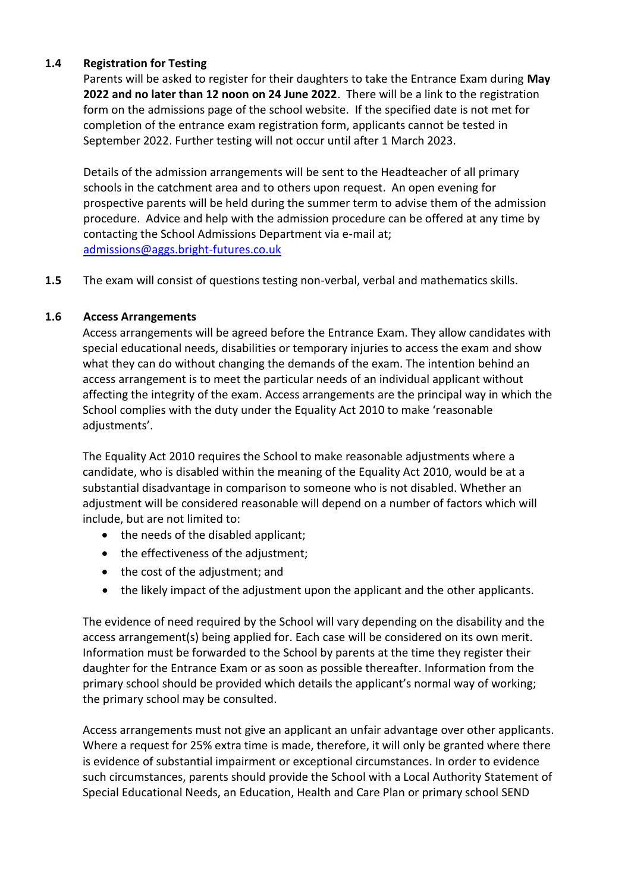**1.4 Registration for Testing**

Parents will be asked to register for their daughters to take the Entrance Exam during **May 2022 and no later than 12 noon on 24 June 2022**. There will be a link to the registration form on the admissions page of the school website. If the specified date is not met for completion of the entrance exam registration form, applicants cannot be tested in September 2022. Further testing will not occur until after 1 March 2023.

Details of the admission arrangements will be sent to the Headteacher of all primary schools in the catchment area and to others upon request. An open evening for prospective parents will be held during the summer term to advise them of the admission procedure. Advice and help with the admission procedure can be offered at any time by contacting the School Admissions Department via e-mail at; admissions@aggs.bright-futures.co.uk

**1.5** The exam will consist of questions testing non-verbal, verbal and mathematics skills.

**1.6 Access Arrangements**

Access arrangements will be agreed before the Entrance Exam. They allow candidates with special educational needs, disabilities or temporary injuries to access the exam and show what they can do without changing the demands of the exam. The intention behind an access arrangement is to meet the particular needs of an individual applicant without affecting the integrity of the exam. Access arrangements are the principal way in which the School complies with the duty under the Equality Act 2010 to make 'reasonable adjustments'.

The Equality Act 2010 requires the School to make reasonable adjustments where a candidate, who is disabled within the meaning of the Equality Act 2010, would be at a substantial disadvantage in comparison to someone who is not disabled. Whether an adjustment will be considered reasonable will depend on a number of factors which will include, but are not limited to:

- the needs of the disabled applicant;
- the effectiveness of the adjustment;
- the cost of the adjustment; and
- the likely impact of the adjustment upon the applicant and the other applicants.

The evidence of need required by the School will vary depending on the disability and the access arrangement(s) being applied for. Each case will be considered on its own merit. Information must be forwarded to the School by parents at the time they register their daughter for the Entrance Exam or as soon as possible thereafter. Information from the primary school should be provided which details the applicant's normal way of working; the primary school may be consulted.

Access arrangements must not give an applicant an unfair advantage over other applicants. Where a request for 25% extra time is made, therefore, it will only be granted where there is evidence of substantial impairment or exceptional circumstances. In order to evidence such circumstances, parents should provide the School with a Local Authority Statement of Special Educational Needs, an Education, Health and Care Plan or primary school SEND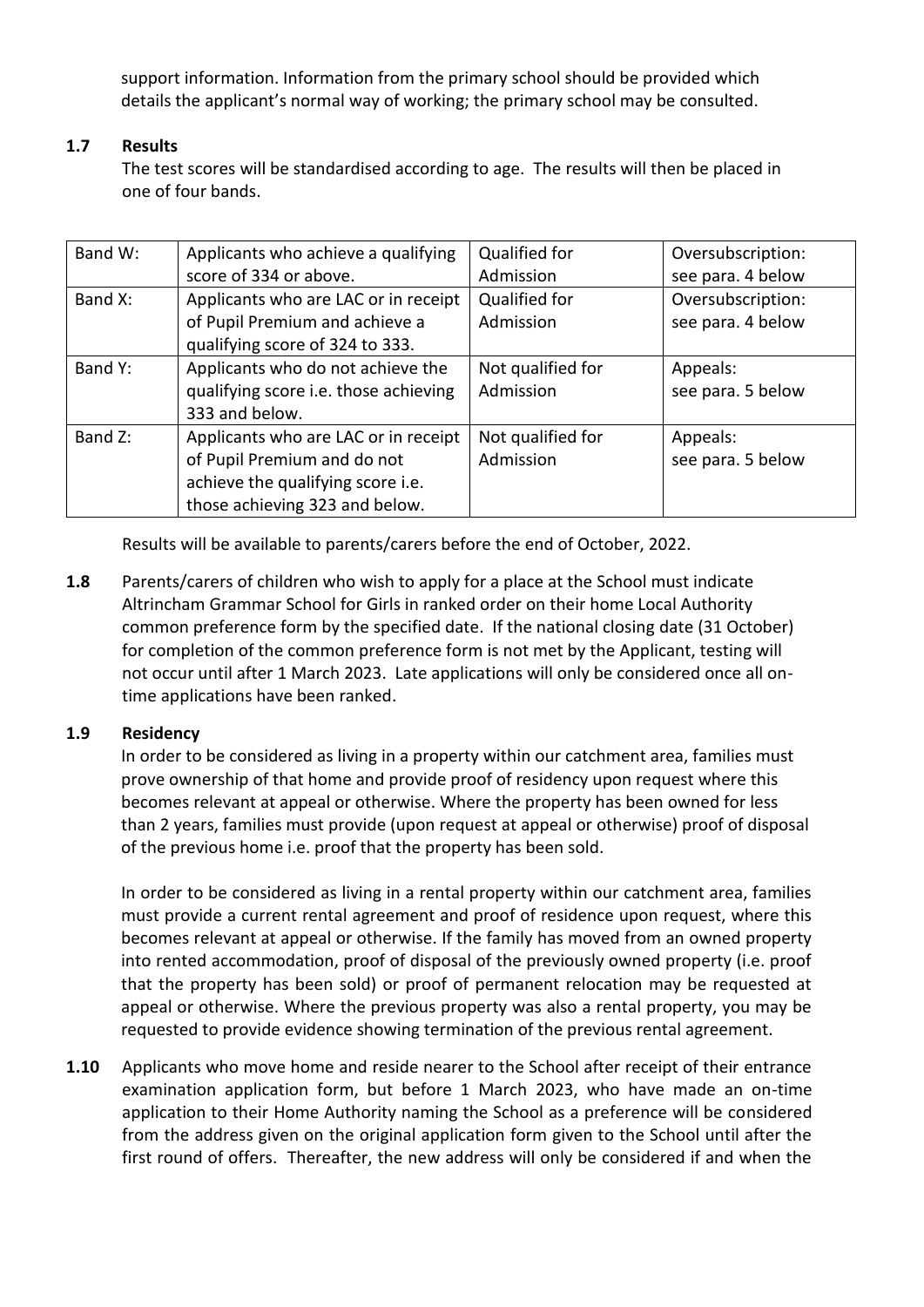support information. Information from the primary school should be provided which details the applicant's normal way of working; the primary school may be consulted.

**1.7 Results**

The test scores will be standardised according to age. The results will then be placed in one of four bands.

| | | | |
|---|---|---|---|
| Band W: | Applicants who achieve a qualifying score of 334 or above. | Qualified for Admission | Oversubscription: see para. 4 below |
| Band X: | Applicants who are LAC or in receipt of Pupil Premium and achieve a qualifying score of 324 to 333. | Qualified for Admission | Oversubscription: see para. 4 below |
| Band Y: | Applicants who do not achieve the qualifying score i.e. those achieving 333 and below. | Not qualified for Admission | Appeals: see para. 5 below |
| Band Z: | Applicants who are LAC or in receipt of Pupil Premium and do not achieve the qualifying score i.e. those achieving 323 and below. | Not qualified for Admission | Appeals: see para. 5 below |

Results will be available to parents/carers before the end of October, 2022.

**1.8** Parents/carers of children who wish to apply for a place at the School must indicate Altrincham Grammar School for Girls in ranked order on their home Local Authority common preference form by the specified date. If the national closing date (31 October) for completion of the common preference form is not met by the Applicant, testing will not occur until after 1 March 2023. Late applications will only be considered once all on-time applications have been ranked.

**1.9 Residency**

In order to be considered as living in a property within our catchment area, families must prove ownership of that home and provide proof of residency upon request where this becomes relevant at appeal or otherwise. Where the property has been owned for less than 2 years, families must provide (upon request at appeal or otherwise) proof of disposal of the previous home i.e. proof that the property has been sold.

In order to be considered as living in a rental property within our catchment area, families must provide a current rental agreement and proof of residence upon request, where this becomes relevant at appeal or otherwise. If the family has moved from an owned property into rented accommodation, proof of disposal of the previously owned property (i.e. proof that the property has been sold) or proof of permanent relocation may be requested at appeal or otherwise. Where the previous property was also a rental property, you may be requested to provide evidence showing termination of the previous rental agreement.

**1.10** Applicants who move home and reside nearer to the School after receipt of their entrance examination application form, but before 1 March 2023, who have made an on-time application to their Home Authority naming the School as a preference will be considered from the address given on the original application form given to the School until after the first round of offers. Thereafter, the new address will only be considered if and when the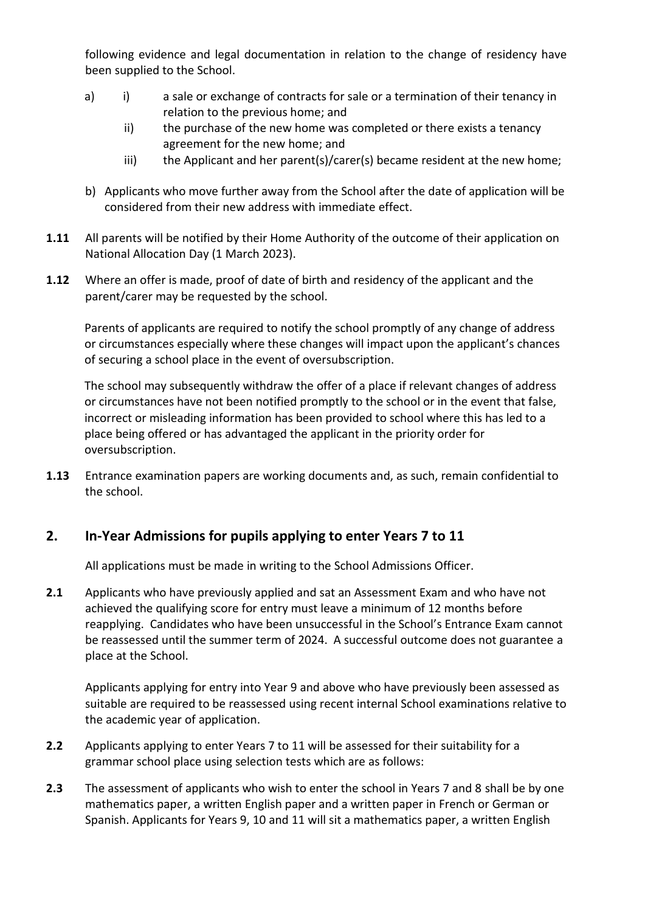following evidence and legal documentation in relation to the change of residency have been supplied to the School.

a) i) a sale or exchange of contracts for sale or a termination of their tenancy in relation to the previous home; and

   ii) the purchase of the new home was completed or there exists a tenancy agreement for the new home; and

   iii) the Applicant and her parent(s)/carer(s) became resident at the new home;

b) Applicants who move further away from the School after the date of application will be considered from their new address with immediate effect.

**1.11** All parents will be notified by their Home Authority of the outcome of their application on National Allocation Day (1 March 2023).

**1.12** Where an offer is made, proof of date of birth and residency of the applicant and the parent/carer may be requested by the school.

Parents of applicants are required to notify the school promptly of any change of address or circumstances especially where these changes will impact upon the applicant's chances of securing a school place in the event of oversubscription.

The school may subsequently withdraw the offer of a place if relevant changes of address or circumstances have not been notified promptly to the school or in the event that false, incorrect or misleading information has been provided to school where this has led to a place being offered or has advantaged the applicant in the priority order for oversubscription.

**1.13** Entrance examination papers are working documents and, as such, remain confidential to the school.

## 2. In-Year Admissions for pupils applying to enter Years 7 to 11

All applications must be made in writing to the School Admissions Officer.

**2.1** Applicants who have previously applied and sat an Assessment Exam and who have not achieved the qualifying score for entry must leave a minimum of 12 months before reapplying. Candidates who have been unsuccessful in the School's Entrance Exam cannot be reassessed until the summer term of 2024. A successful outcome does not guarantee a place at the School.

Applicants applying for entry into Year 9 and above who have previously been assessed as suitable are required to be reassessed using recent internal School examinations relative to the academic year of application.

**2.2** Applicants applying to enter Years 7 to 11 will be assessed for their suitability for a grammar school place using selection tests which are as follows:

**2.3** The assessment of applicants who wish to enter the school in Years 7 and 8 shall be by one mathematics paper, a written English paper and a written paper in French or German or Spanish. Applicants for Years 9, 10 and 11 will sit a mathematics paper, a written English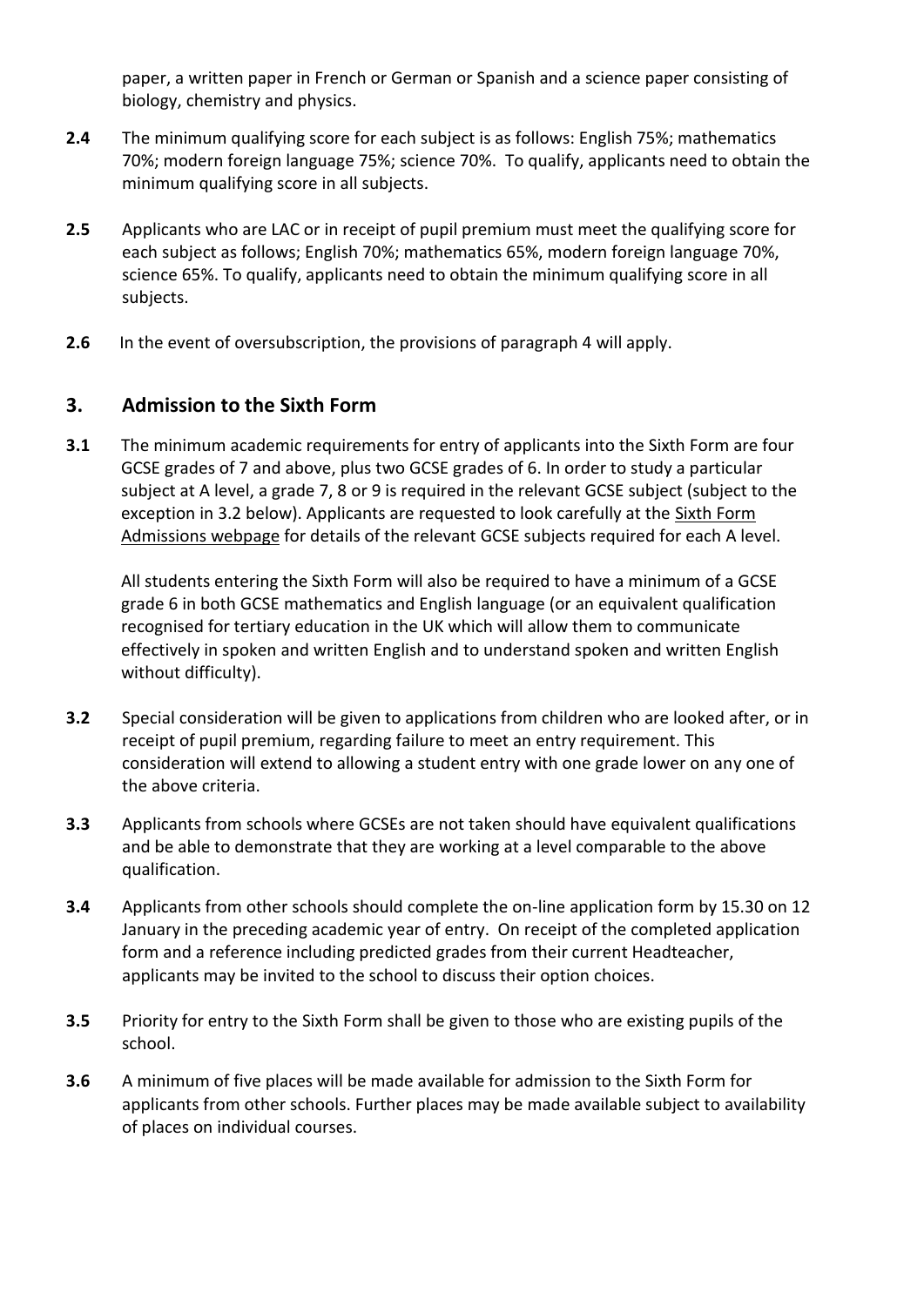paper, a written paper in French or German or Spanish and a science paper consisting of biology, chemistry and physics.

**2.4** The minimum qualifying score for each subject is as follows: English 75%; mathematics 70%; modern foreign language 75%; science 70%. To qualify, applicants need to obtain the minimum qualifying score in all subjects.

**2.5** Applicants who are LAC or in receipt of pupil premium must meet the qualifying score for each subject as follows; English 70%; mathematics 65%, modern foreign language 70%, science 65%. To qualify, applicants need to obtain the minimum qualifying score in all subjects.

**2.6** In the event of oversubscription, the provisions of paragraph 4 will apply.

## 3. Admission to the Sixth Form

**3.1** The minimum academic requirements for entry of applicants into the Sixth Form are four GCSE grades of 7 and above, plus two GCSE grades of 6. In order to study a particular subject at A level, a grade 7, 8 or 9 is required in the relevant GCSE subject (subject to the exception in 3.2 below). Applicants are requested to look carefully at the Sixth Form Admissions webpage for details of the relevant GCSE subjects required for each A level.

All students entering the Sixth Form will also be required to have a minimum of a GCSE grade 6 in both GCSE mathematics and English language (or an equivalent qualification recognised for tertiary education in the UK which will allow them to communicate effectively in spoken and written English and to understand spoken and written English without difficulty).

**3.2** Special consideration will be given to applications from children who are looked after, or in receipt of pupil premium, regarding failure to meet an entry requirement. This consideration will extend to allowing a student entry with one grade lower on any one of the above criteria.

**3.3** Applicants from schools where GCSEs are not taken should have equivalent qualifications and be able to demonstrate that they are working at a level comparable to the above qualification.

**3.4** Applicants from other schools should complete the on-line application form by 15.30 on 12 January in the preceding academic year of entry. On receipt of the completed application form and a reference including predicted grades from their current Headteacher, applicants may be invited to the school to discuss their option choices.

**3.5** Priority for entry to the Sixth Form shall be given to those who are existing pupils of the school.

**3.6** A minimum of five places will be made available for admission to the Sixth Form for applicants from other schools. Further places may be made available subject to availability of places on individual courses.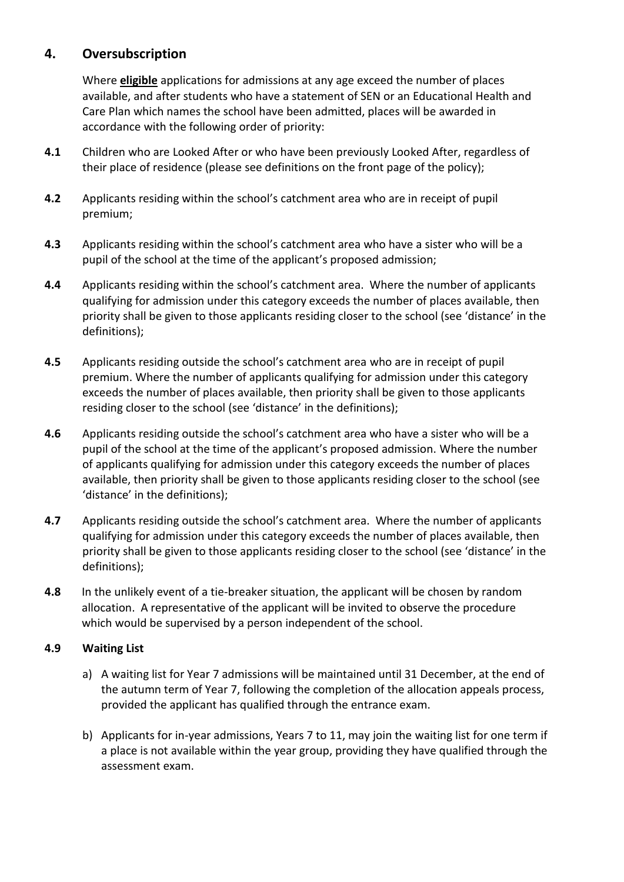## 4. Oversubscription

Where **eligible** applications for admissions at any age exceed the number of places available, and after students who have a statement of SEN or an Educational Health and Care Plan which names the school have been admitted, places will be awarded in accordance with the following order of priority:

**4.1** Children who are Looked After or who have been previously Looked After, regardless of their place of residence (please see definitions on the front page of the policy);

**4.2** Applicants residing within the school's catchment area who are in receipt of pupil premium;

**4.3** Applicants residing within the school's catchment area who have a sister who will be a pupil of the school at the time of the applicant's proposed admission;

**4.4** Applicants residing within the school's catchment area. Where the number of applicants qualifying for admission under this category exceeds the number of places available, then priority shall be given to those applicants residing closer to the school (see 'distance' in the definitions);

**4.5** Applicants residing outside the school's catchment area who are in receipt of pupil premium. Where the number of applicants qualifying for admission under this category exceeds the number of places available, then priority shall be given to those applicants residing closer to the school (see 'distance' in the definitions);

**4.6** Applicants residing outside the school's catchment area who have a sister who will be a pupil of the school at the time of the applicant's proposed admission. Where the number of applicants qualifying for admission under this category exceeds the number of places available, then priority shall be given to those applicants residing closer to the school (see 'distance' in the definitions);

**4.7** Applicants residing outside the school's catchment area. Where the number of applicants qualifying for admission under this category exceeds the number of places available, then priority shall be given to those applicants residing closer to the school (see 'distance' in the definitions);

**4.8** In the unlikely event of a tie-breaker situation, the applicant will be chosen by random allocation. A representative of the applicant will be invited to observe the procedure which would be supervised by a person independent of the school.

**4.9 Waiting List**

a) A waiting list for Year 7 admissions will be maintained until 31 December, at the end of the autumn term of Year 7, following the completion of the allocation appeals process, provided the applicant has qualified through the entrance exam.

b) Applicants for in-year admissions, Years 7 to 11, may join the waiting list for one term if a place is not available within the year group, providing they have qualified through the assessment exam.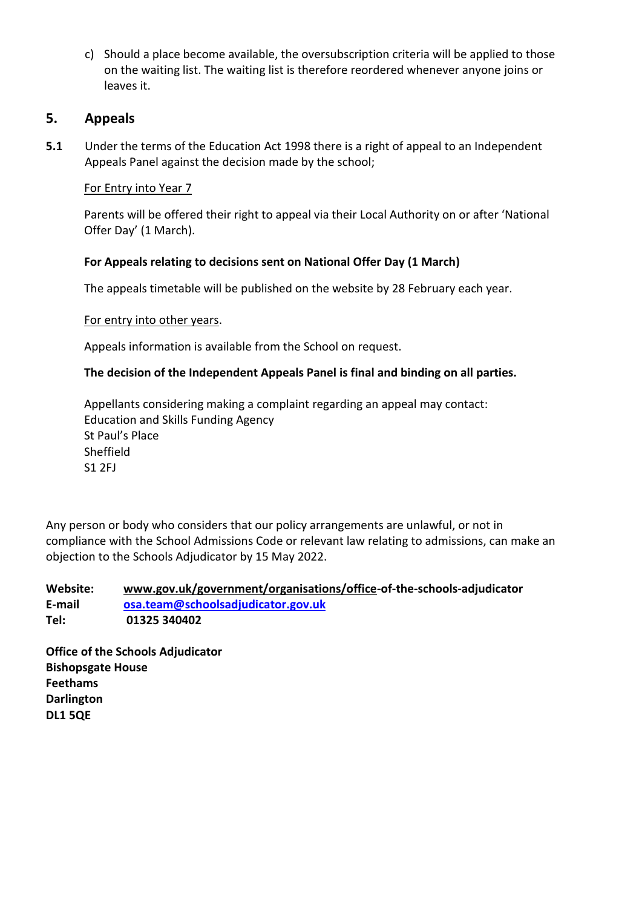c) Should a place become available, the oversubscription criteria will be applied to those on the waiting list. The waiting list is therefore reordered whenever anyone joins or leaves it.

## 5. Appeals

**5.1** Under the terms of the Education Act 1998 there is a right of appeal to an Independent Appeals Panel against the decision made by the school;

For Entry into Year 7

Parents will be offered their right to appeal via their Local Authority on or after 'National Offer Day' (1 March).

**For Appeals relating to decisions sent on National Offer Day (1 March)**

The appeals timetable will be published on the website by 28 February each year.

For entry into other years.

Appeals information is available from the School on request.

**The decision of the Independent Appeals Panel is final and binding on all parties.**

Appellants considering making a complaint regarding an appeal may contact:
Education and Skills Funding Agency
St Paul's Place
Sheffield
S1 2FJ

Any person or body who considers that our policy arrangements are unlawful, or not in compliance with the School Admissions Code or relevant law relating to admissions, can make an objection to the Schools Adjudicator by 15 May 2022.

**Website:** **www.gov.uk/government/organisations/office-of-the-schools-adjudicator**
**E-mail** **osa.team@schoolsadjudicator.gov.uk**
**Tel:** **01325 340402**

**Office of the Schools Adjudicator**
**Bishopsgate House**
**Feethams**
**Darlington**
**DL1 5QE**